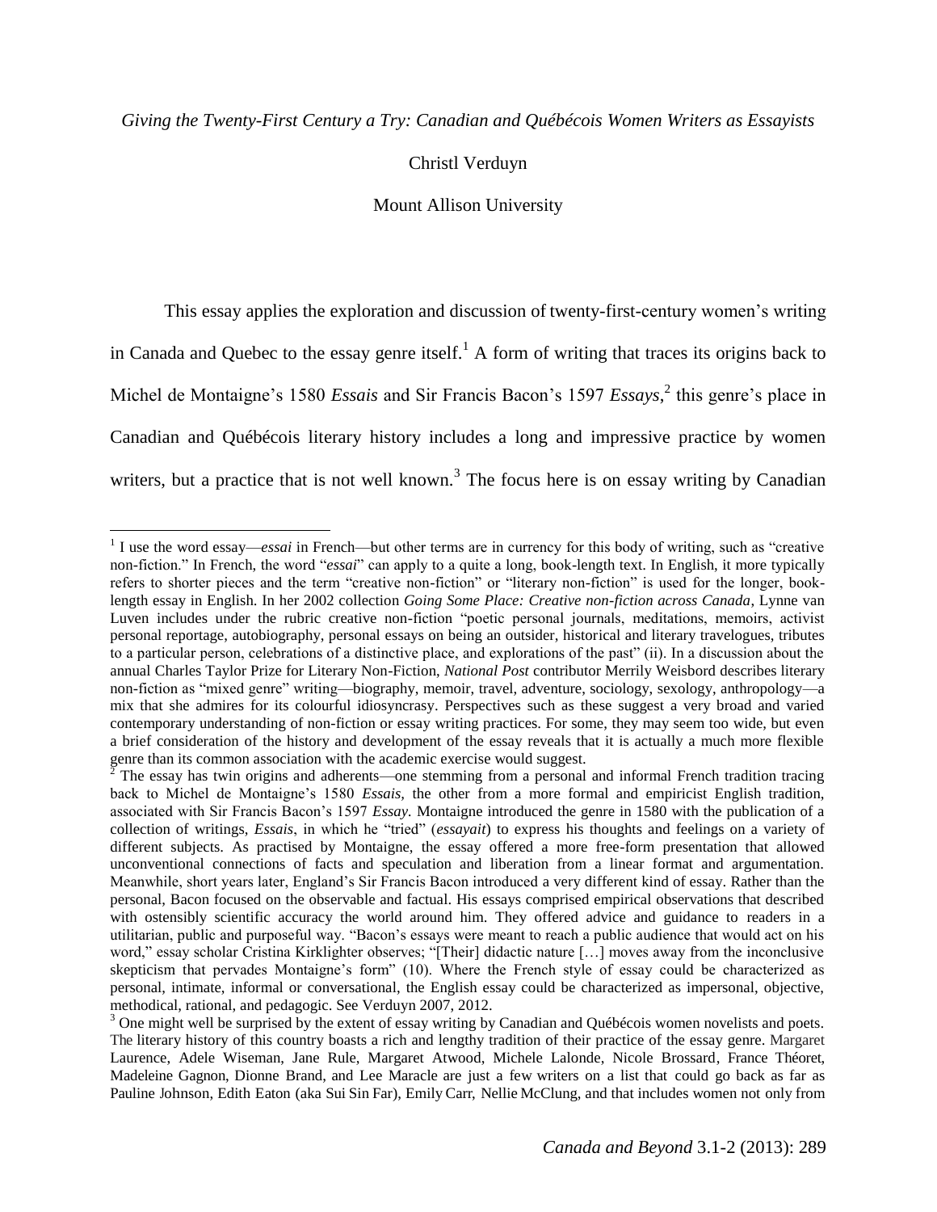*Giving the Twenty-First Century a Try: Canadian and Québécois Women Writers as Essayists*

Christl Verduyn

Mount Allison University

This essay applies the exploration and discussion of twenty-first-century women's writing in Canada and Quebec to the essay genre itself.[1] A form of writing that traces its origins back to Michel de Montaigne's 1580 *Essais* and Sir Francis Bacon's 1597 *Essays*,[2] this genre's place in Canadian and Québécois literary history includes a long and impressive practice by women writers, but a practice that is not well known.[3] The focus here is on essay writing by Canadian

---

[1] I use the word essay—*essai* in French—but other terms are in currency for this body of writing, such as "creative non-fiction." In French, the word "*essai*" can apply to a quite a long, book-length text. In English, it more typically refers to shorter pieces and the term "creative non-fiction" or "literary non-fiction" is used for the longer, book-length essay in English. In her 2002 collection *Going Some Place: Creative non-fiction across Canada*, Lynne van Luven includes under the rubric creative non-fiction "poetic personal journals, meditations, memoirs, activist personal reportage, autobiography, personal essays on being an outsider, historical and literary travelogues, tributes to a particular person, celebrations of a distinctive place, and explorations of the past" (ii). In a discussion about the annual Charles Taylor Prize for Literary Non-Fiction, *National Post* contributor Merrily Weisbord describes literary non-fiction as "mixed genre" writing—biography, memoir, travel, adventure, sociology, sexology, anthropology—a mix that she admires for its colourful idiosyncrasy. Perspectives such as these suggest a very broad and varied contemporary understanding of non-fiction or essay writing practices. For some, they may seem too wide, but even a brief consideration of the history and development of the essay reveals that it is actually a much more flexible genre than its common association with the academic exercise would suggest.

[2] The essay has twin origins and adherents—one stemming from a personal and informal French tradition tracing back to Michel de Montaigne's 1580 *Essais,* the other from a more formal and empiricist English tradition, associated with Sir Francis Bacon's 1597 *Essay.* Montaigne introduced the genre in 1580 with the publication of a collection of writings, *Essais*, in which he "tried" (*essayait*) to express his thoughts and feelings on a variety of different subjects. As practised by Montaigne, the essay offered a more free-form presentation that allowed unconventional connections of facts and speculation and liberation from a linear format and argumentation. Meanwhile, short years later, England's Sir Francis Bacon introduced a very different kind of essay. Rather than the personal, Bacon focused on the observable and factual. His essays comprised empirical observations that described with ostensibly scientific accuracy the world around him. They offered advice and guidance to readers in a utilitarian, public and purposeful way. "Bacon's essays were meant to reach a public audience that would act on his word," essay scholar Cristina Kirklighter observes; "[Their] didactic nature […] moves away from the inconclusive skepticism that pervades Montaigne's form" (10). Where the French style of essay could be characterized as personal, intimate, informal or conversational, the English essay could be characterized as impersonal, objective, methodical, rational, and pedagogic. See Verduyn 2007, 2012.

[3] One might well be surprised by the extent of essay writing by Canadian and Québécois women novelists and poets. The literary history of this country boasts a rich and lengthy tradition of their practice of the essay genre. Margaret Laurence, Adele Wiseman, Jane Rule, Margaret Atwood, Michele Lalonde, Nicole Brossard, France Théoret, Madeleine Gagnon, Dionne Brand, and Lee Maracle are just a few writers on a list that could go back as far as Pauline Johnson, Edith Eaton (aka Sui Sin Far), Emily Carr, Nellie McClung, and that includes women not only from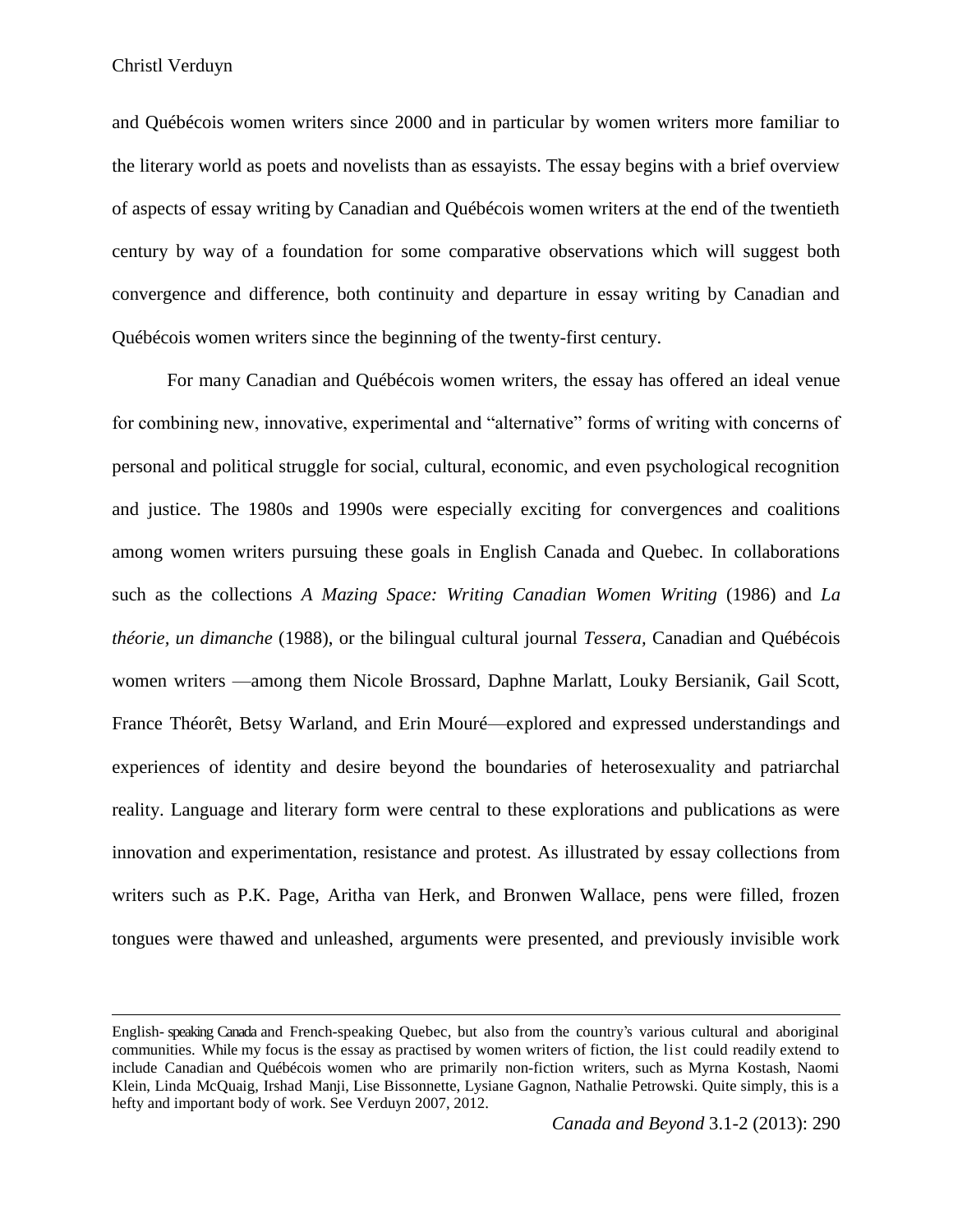and Québécois women writers since 2000 and in particular by women writers more familiar to the literary world as poets and novelists than as essayists. The essay begins with a brief overview of aspects of essay writing by Canadian and Québécois women writers at the end of the twentieth century by way of a foundation for some comparative observations which will suggest both convergence and difference, both continuity and departure in essay writing by Canadian and Québécois women writers since the beginning of the twenty-first century.

For many Canadian and Québécois women writers, the essay has offered an ideal venue for combining new, innovative, experimental and "alternative" forms of writing with concerns of personal and political struggle for social, cultural, economic, and even psychological recognition and justice. The 1980s and 1990s were especially exciting for convergences and coalitions among women writers pursuing these goals in English Canada and Quebec. In collaborations such as the collections *A Mazing Space: Writing Canadian Women Writing* (1986) and *La théorie, un dimanche* (1988), or the bilingual cultural journal *Tessera*, Canadian and Québécois women writers —among them Nicole Brossard, Daphne Marlatt, Louky Bersianik, Gail Scott, France Théorêt, Betsy Warland, and Erin Mouré—explored and expressed understandings and experiences of identity and desire beyond the boundaries of heterosexuality and patriarchal reality. Language and literary form were central to these explorations and publications as were innovation and experimentation, resistance and protest. As illustrated by essay collections from writers such as P.K. Page, Aritha van Herk, and Bronwen Wallace, pens were filled, frozen tongues were thawed and unleashed, arguments were presented, and previously invisible work

---

English- speaking Canada and French-speaking Quebec, but also from the country's various cultural and aboriginal communities. While my focus is the essay as practised by women writers of fiction, the list could readily extend to include Canadian and Québécois women who are primarily non-fiction writers, such as Myrna Kostash, Naomi Klein, Linda McQuaig, Irshad Manji, Lise Bissonnette, Lysiane Gagnon, Nathalie Petrowski. Quite simply, this is a hefty and important body of work. See Verduyn 2007, 2012.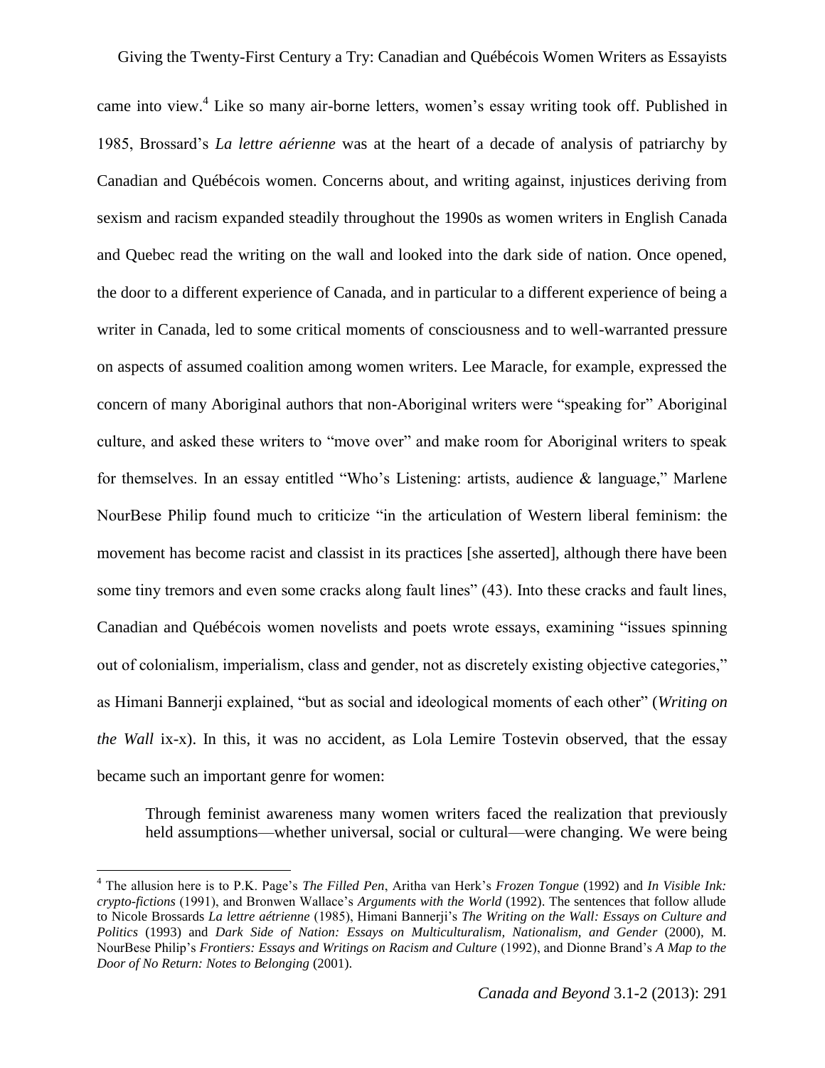came into view.[4] Like so many air-borne letters, women's essay writing took off. Published in 1985, Brossard's *La lettre aérienne* was at the heart of a decade of analysis of patriarchy by Canadian and Québécois women. Concerns about, and writing against, injustices deriving from sexism and racism expanded steadily throughout the 1990s as women writers in English Canada and Quebec read the writing on the wall and looked into the dark side of nation. Once opened, the door to a different experience of Canada, and in particular to a different experience of being a writer in Canada, led to some critical moments of consciousness and to well-warranted pressure on aspects of assumed coalition among women writers. Lee Maracle, for example, expressed the concern of many Aboriginal authors that non-Aboriginal writers were "speaking for" Aboriginal culture, and asked these writers to "move over" and make room for Aboriginal writers to speak for themselves. In an essay entitled "Who's Listening: artists, audience & language," Marlene NourBese Philip found much to criticize "in the articulation of Western liberal feminism: the movement has become racist and classist in its practices [she asserted], although there have been some tiny tremors and even some cracks along fault lines" (43). Into these cracks and fault lines, Canadian and Québécois women novelists and poets wrote essays, examining "issues spinning out of colonialism, imperialism, class and gender, not as discretely existing objective categories," as Himani Bannerji explained, "but as social and ideological moments of each other" (*Writing on the Wall* ix-x). In this, it was no accident, as Lola Lemire Tostevin observed, that the essay became such an important genre for women:

> Through feminist awareness many women writers faced the realization that previously held assumptions—whether universal, social or cultural—were changing. We were being

---

[4] The allusion here is to P.K. Page's *The Filled Pen*, Aritha van Herk's *Frozen Tongue* (1992) and *In Visible Ink: crypto-fictions* (1991), and Bronwen Wallace's *Arguments with the World* (1992). The sentences that follow allude to Nicole Brossards *La lettre aétrienne* (1985), Himani Bannerji's *The Writing on the Wall: Essays on Culture and Politics* (1993) and *Dark Side of Nation: Essays on Multiculturalism, Nationalism, and Gender* (2000), M. NourBese Philip's *Frontiers: Essays and Writings on Racism and Culture* (1992), and Dionne Brand's *A Map to the Door of No Return: Notes to Belonging* (2001).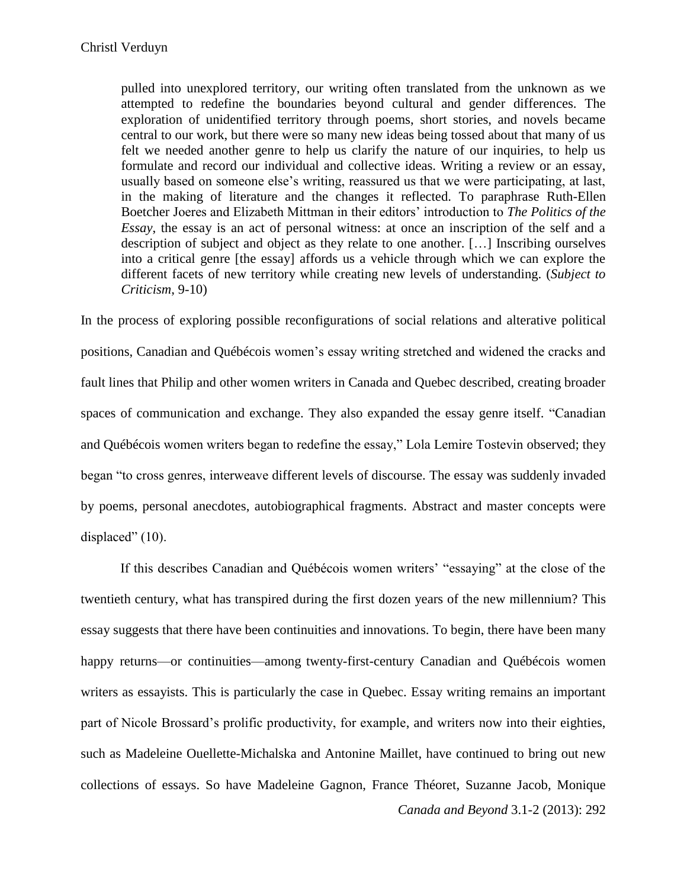> pulled into unexplored territory, our writing often translated from the unknown as we attempted to redefine the boundaries beyond cultural and gender differences. The exploration of unidentified territory through poems, short stories, and novels became central to our work, but there were so many new ideas being tossed about that many of us felt we needed another genre to help us clarify the nature of our inquiries, to help us formulate and record our individual and collective ideas. Writing a review or an essay, usually based on someone else's writing, reassured us that we were participating, at last, in the making of literature and the changes it reflected. To paraphrase Ruth-Ellen Boetcher Joeres and Elizabeth Mittman in their editors' introduction to *The Politics of the Essay*, the essay is an act of personal witness: at once an inscription of the self and a description of subject and object as they relate to one another. […] Inscribing ourselves into a critical genre [the essay] affords us a vehicle through which we can explore the different facets of new territory while creating new levels of understanding. (*Subject to Criticism*, 9-10)

In the process of exploring possible reconfigurations of social relations and alterative political positions, Canadian and Québécois women's essay writing stretched and widened the cracks and fault lines that Philip and other women writers in Canada and Quebec described, creating broader spaces of communication and exchange. They also expanded the essay genre itself. "Canadian and Québécois women writers began to redefine the essay," Lola Lemire Tostevin observed; they began "to cross genres, interweave different levels of discourse. The essay was suddenly invaded by poems, personal anecdotes, autobiographical fragments. Abstract and master concepts were displaced" (10).

If this describes Canadian and Québécois women writers' "essaying" at the close of the twentieth century, what has transpired during the first dozen years of the new millennium? This essay suggests that there have been continuities and innovations. To begin, there have been many happy returns—or continuities—among twenty-first-century Canadian and Québécois women writers as essayists. This is particularly the case in Quebec. Essay writing remains an important part of Nicole Brossard's prolific productivity, for example, and writers now into their eighties, such as Madeleine Ouellette-Michalska and Antonine Maillet, have continued to bring out new collections of essays. So have Madeleine Gagnon, France Théoret, Suzanne Jacob, Monique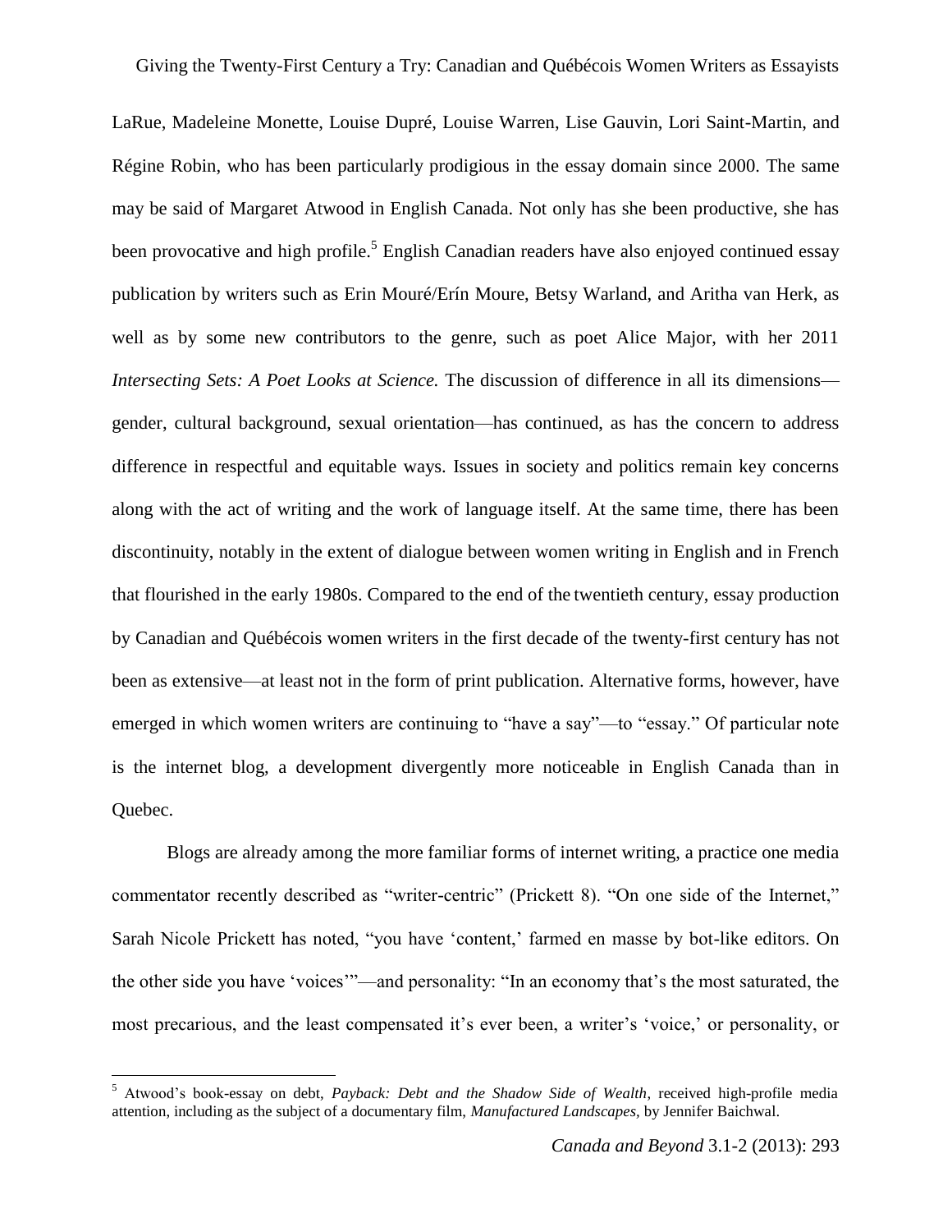LaRue, Madeleine Monette, Louise Dupré, Louise Warren, Lise Gauvin, Lori Saint-Martin, and Régine Robin, who has been particularly prodigious in the essay domain since 2000. The same may be said of Margaret Atwood in English Canada. Not only has she been productive, she has been provocative and high profile.[5] English Canadian readers have also enjoyed continued essay publication by writers such as Erin Mouré/Erín Moure, Betsy Warland, and Aritha van Herk, as well as by some new contributors to the genre, such as poet Alice Major, with her 2011 *Intersecting Sets: A Poet Looks at Science.* The discussion of difference in all its dimensions—gender, cultural background, sexual orientation—has continued, as has the concern to address difference in respectful and equitable ways. Issues in society and politics remain key concerns along with the act of writing and the work of language itself. At the same time, there has been discontinuity, notably in the extent of dialogue between women writing in English and in French that flourished in the early 1980s. Compared to the end of the twentieth century, essay production by Canadian and Québécois women writers in the first decade of the twenty-first century has not been as extensive—at least not in the form of print publication. Alternative forms, however, have emerged in which women writers are continuing to "have a say"—to "essay." Of particular note is the internet blog, a development divergently more noticeable in English Canada than in Quebec.

Blogs are already among the more familiar forms of internet writing, a practice one media commentator recently described as "writer-centric" (Prickett 8). "On one side of the Internet," Sarah Nicole Prickett has noted, "you have 'content,' farmed en masse by bot-like editors. On the other side you have 'voices'"—and personality: "In an economy that's the most saturated, the most precarious, and the least compensated it's ever been, a writer's 'voice,' or personality, or

[5] Atwood's book-essay on debt, *Payback: Debt and the Shadow Side of Wealth*, received high-profile media attention, including as the subject of a documentary film, *Manufactured Landscapes*, by Jennifer Baichwal.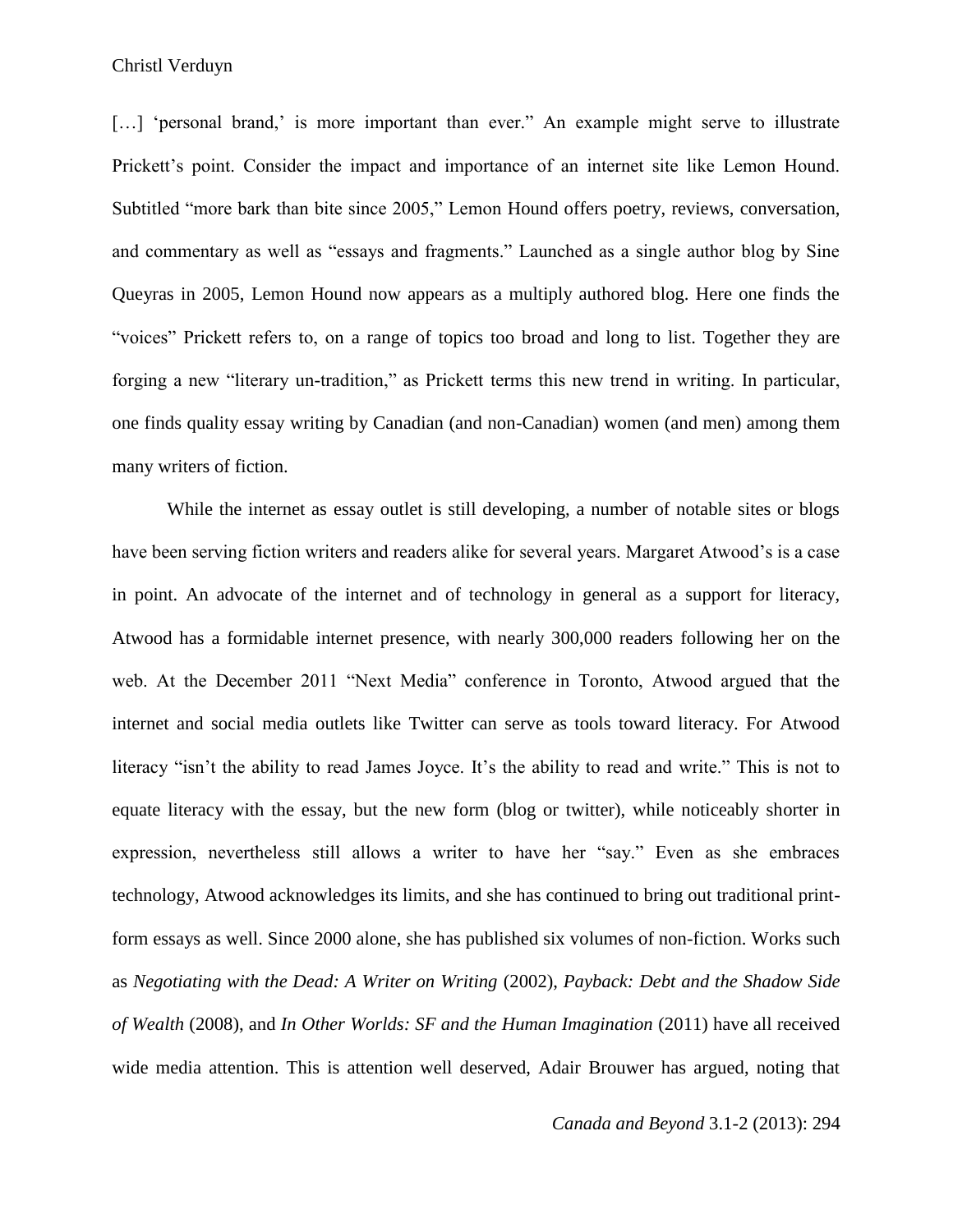[…] 'personal brand,' is more important than ever." An example might serve to illustrate Prickett's point. Consider the impact and importance of an internet site like Lemon Hound. Subtitled "more bark than bite since 2005," Lemon Hound offers poetry, reviews, conversation, and commentary as well as "essays and fragments." Launched as a single author blog by Sine Queyras in 2005, Lemon Hound now appears as a multiply authored blog. Here one finds the "voices" Prickett refers to, on a range of topics too broad and long to list. Together they are forging a new "literary un-tradition," as Prickett terms this new trend in writing. In particular, one finds quality essay writing by Canadian (and non-Canadian) women (and men) among them many writers of fiction.

While the internet as essay outlet is still developing, a number of notable sites or blogs have been serving fiction writers and readers alike for several years. Margaret Atwood's is a case in point. An advocate of the internet and of technology in general as a support for literacy, Atwood has a formidable internet presence, with nearly 300,000 readers following her on the web. At the December 2011 "Next Media" conference in Toronto, Atwood argued that the internet and social media outlets like Twitter can serve as tools toward literacy. For Atwood literacy "isn't the ability to read James Joyce. It's the ability to read and write." This is not to equate literacy with the essay, but the new form (blog or twitter), while noticeably shorter in expression, nevertheless still allows a writer to have her "say." Even as she embraces technology, Atwood acknowledges its limits, and she has continued to bring out traditional print-form essays as well. Since 2000 alone, she has published six volumes of non-fiction. Works such as *Negotiating with the Dead: A Writer on Writing* (2002), *Payback: Debt and the Shadow Side of Wealth* (2008), and *In Other Worlds: SF and the Human Imagination* (2011) have all received wide media attention. This is attention well deserved, Adair Brouwer has argued, noting that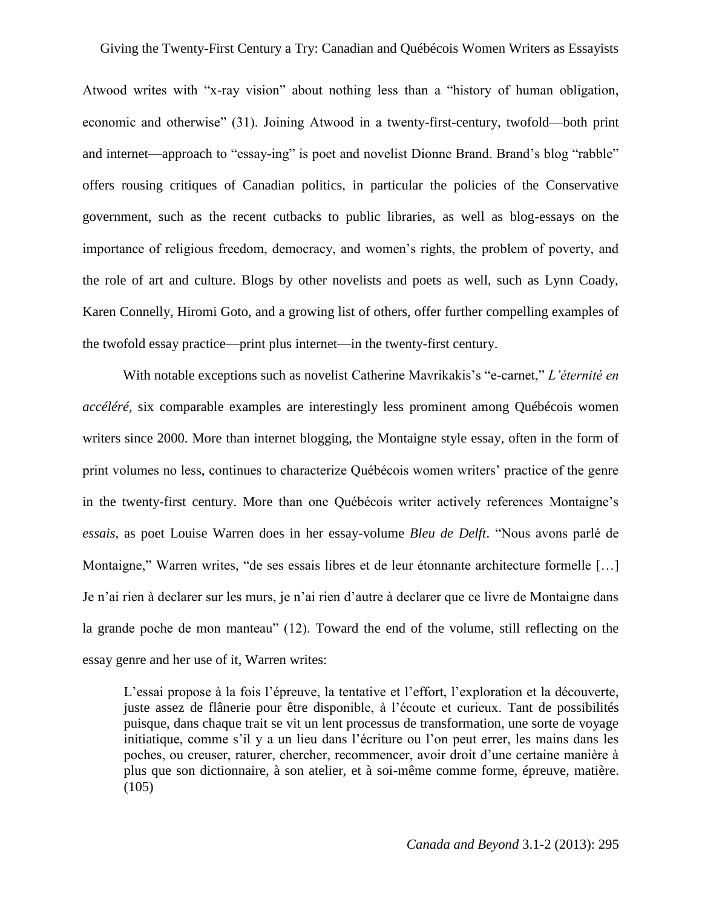Atwood writes with "x-ray vision" about nothing less than a "history of human obligation, economic and otherwise" (31). Joining Atwood in a twenty-first-century, twofold—both print and internet—approach to "essay-ing" is poet and novelist Dionne Brand. Brand's blog "rabble" offers rousing critiques of Canadian politics, in particular the policies of the Conservative government, such as the recent cutbacks to public libraries, as well as blog-essays on the importance of religious freedom, democracy, and women's rights, the problem of poverty, and the role of art and culture. Blogs by other novelists and poets as well, such as Lynn Coady, Karen Connelly, Hiromi Goto, and a growing list of others, offer further compelling examples of the twofold essay practice—print plus internet—in the twenty-first century.

With notable exceptions such as novelist Catherine Mavrikakis's "e-carnet," *L'éternité en accéléré*, six comparable examples are interestingly less prominent among Québécois women writers since 2000. More than internet blogging, the Montaigne style essay, often in the form of print volumes no less, continues to characterize Québécois women writers' practice of the genre in the twenty-first century. More than one Québécois writer actively references Montaigne's *essais*, as poet Louise Warren does in her essay-volume *Bleu de Delft*. "Nous avons parlé de Montaigne," Warren writes, "de ses essais libres et de leur étonnante architecture formelle […] Je n'ai rien à declarer sur les murs, je n'ai rien d'autre à declarer que ce livre de Montaigne dans la grande poche de mon manteau" (12). Toward the end of the volume, still reflecting on the essay genre and her use of it, Warren writes:

> L'essai propose à la fois l'épreuve, la tentative et l'effort, l'exploration et la découverte, juste assez de flânerie pour être disponible, à l'écoute et curieux. Tant de possibilités puisque, dans chaque trait se vit un lent processus de transformation, une sorte de voyage initiatique, comme s'il y a un lieu dans l'écriture ou l'on peut errer, les mains dans les poches, ou creuser, raturer, chercher, recommencer, avoir droit d'une certaine manière à plus que son dictionnaire, à son atelier, et à soi-même comme forme, épreuve, matière. (105)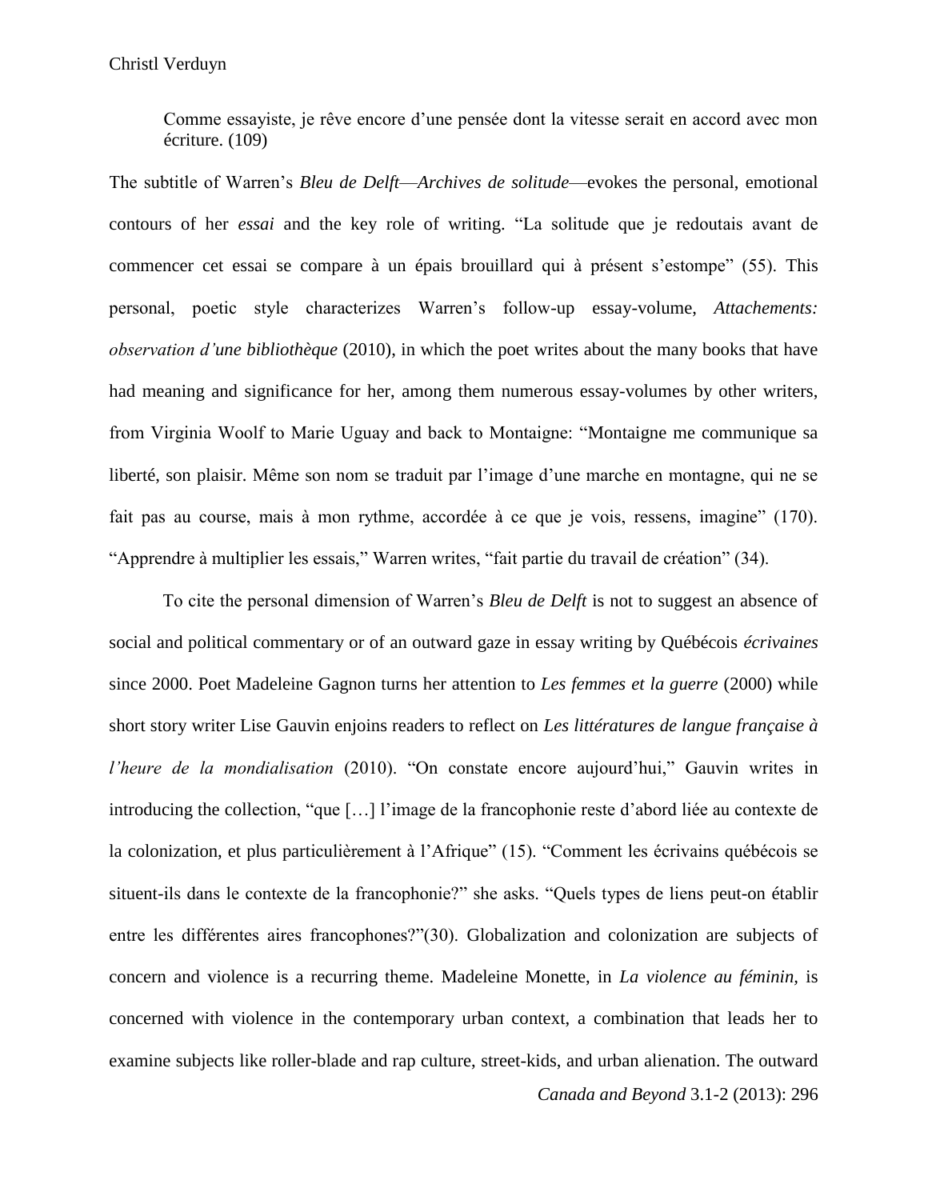> Comme essayiste, je rêve encore d'une pensée dont la vitesse serait en accord avec mon écriture. (109)

The subtitle of Warren's *Bleu de Delft*—*Archives de solitude*—evokes the personal, emotional contours of her *essai* and the key role of writing. "La solitude que je redoutais avant de commencer cet essai se compare à un épais brouillard qui à présent s'estompe" (55). This personal, poetic style characterizes Warren's follow-up essay-volume, *Attachements: observation d'une bibliothèque* (2010), in which the poet writes about the many books that have had meaning and significance for her, among them numerous essay-volumes by other writers, from Virginia Woolf to Marie Uguay and back to Montaigne: "Montaigne me communique sa liberté, son plaisir. Même son nom se traduit par l'image d'une marche en montagne, qui ne se fait pas au course, mais à mon rythme, accordée à ce que je vois, ressens, imagine" (170). "Apprendre à multiplier les essais," Warren writes, "fait partie du travail de création" (34).

To cite the personal dimension of Warren's *Bleu de Delft* is not to suggest an absence of social and political commentary or of an outward gaze in essay writing by Québécois *écrivaines* since 2000. Poet Madeleine Gagnon turns her attention to *Les femmes et la guerre* (2000) while short story writer Lise Gauvin enjoins readers to reflect on *Les littératures de langue française à l'heure de la mondialisation* (2010). "On constate encore aujourd'hui," Gauvin writes in introducing the collection, "que […] l'image de la francophonie reste d'abord liée au contexte de la colonization, et plus particulièrement à l'Afrique" (15). "Comment les écrivains québécois se situent-ils dans le contexte de la francophonie?" she asks. "Quels types de liens peut-on établir entre les différentes aires francophones?"(30). Globalization and colonization are subjects of concern and violence is a recurring theme. Madeleine Monette, in *La violence au féminin,* is concerned with violence in the contemporary urban context, a combination that leads her to examine subjects like roller-blade and rap culture, street-kids, and urban alienation. The outward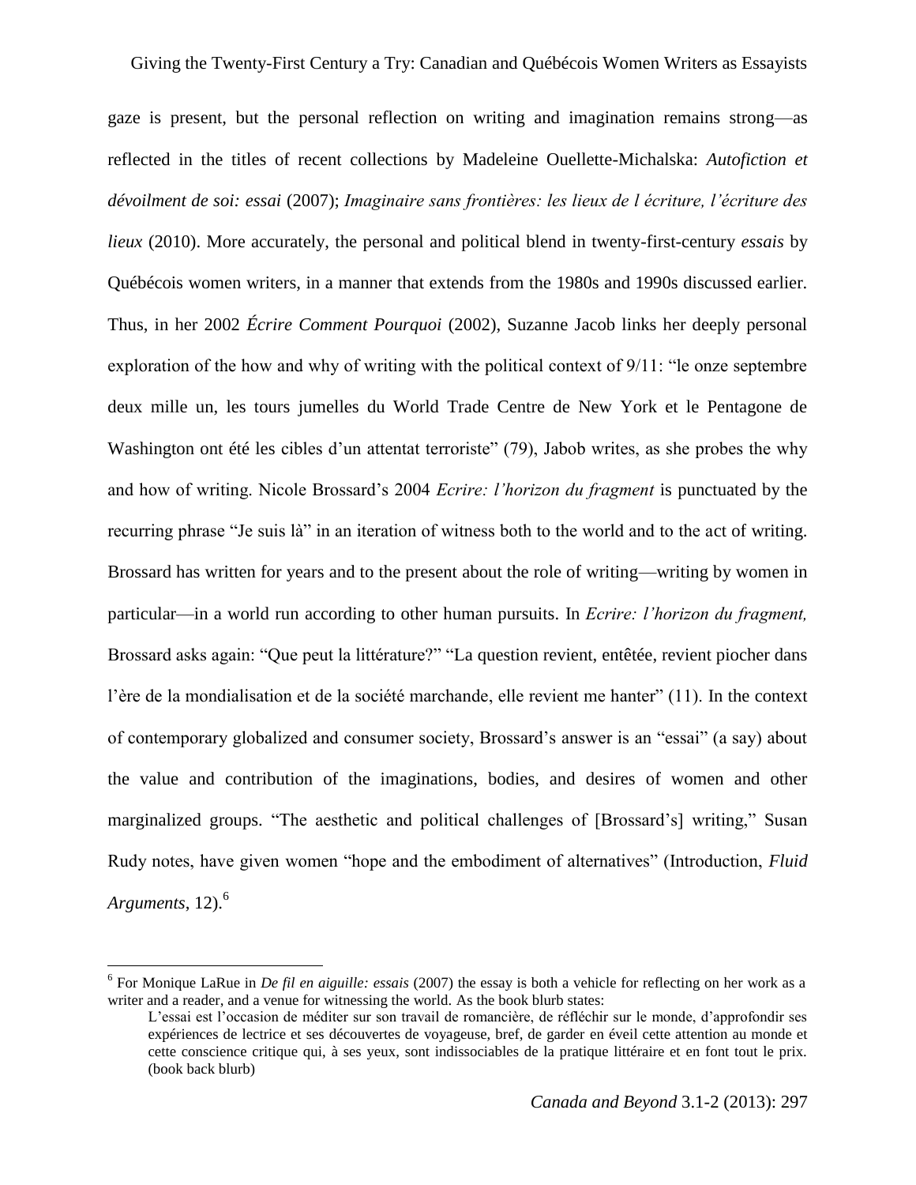gaze is present, but the personal reflection on writing and imagination remains strong—as reflected in the titles of recent collections by Madeleine Ouellette-Michalska: *Autofiction et dévoilment de soi: essai* (2007); *Imaginaire sans frontières: les lieux de l écriture, l'écriture des lieux* (2010). More accurately, the personal and political blend in twenty-first-century *essais* by Québécois women writers, in a manner that extends from the 1980s and 1990s discussed earlier. Thus, in her 2002 *Écrire Comment Pourquoi* (2002), Suzanne Jacob links her deeply personal exploration of the how and why of writing with the political context of 9/11: "le onze septembre deux mille un, les tours jumelles du World Trade Centre de New York et le Pentagone de Washington ont été les cibles d'un attentat terroriste" (79), Jabob writes, as she probes the why and how of writing. Nicole Brossard's 2004 *Ecrire: l'horizon du fragment* is punctuated by the recurring phrase "Je suis là" in an iteration of witness both to the world and to the act of writing. Brossard has written for years and to the present about the role of writing—writing by women in particular—in a world run according to other human pursuits. In *Ecrire: l'horizon du fragment,* Brossard asks again: "Que peut la littérature?" "La question revient, entêtée, revient piocher dans l'ère de la mondialisation et de la société marchande, elle revient me hanter" (11). In the context of contemporary globalized and consumer society, Brossard's answer is an "essai" (a say) about the value and contribution of the imaginations, bodies, and desires of women and other marginalized groups. "The aesthetic and political challenges of [Brossard's] writing," Susan Rudy notes, have given women "hope and the embodiment of alternatives" (Introduction, *Fluid Arguments*, 12).[6]

---

[6] For Monique LaRue in *De fil en aiguille: essais* (2007) the essay is both a vehicle for reflecting on her work as a writer and a reader, and a venue for witnessing the world. As the book blurb states:

> L'essai est l'occasion de méditer sur son travail de romancière, de réfléchir sur le monde, d'approfondir ses expériences de lectrice et ses découvertes de voyageuse, bref, de garder en éveil cette attention au monde et cette conscience critique qui, à ses yeux, sont indissociables de la pratique littéraire et en font tout le prix. (book back blurb)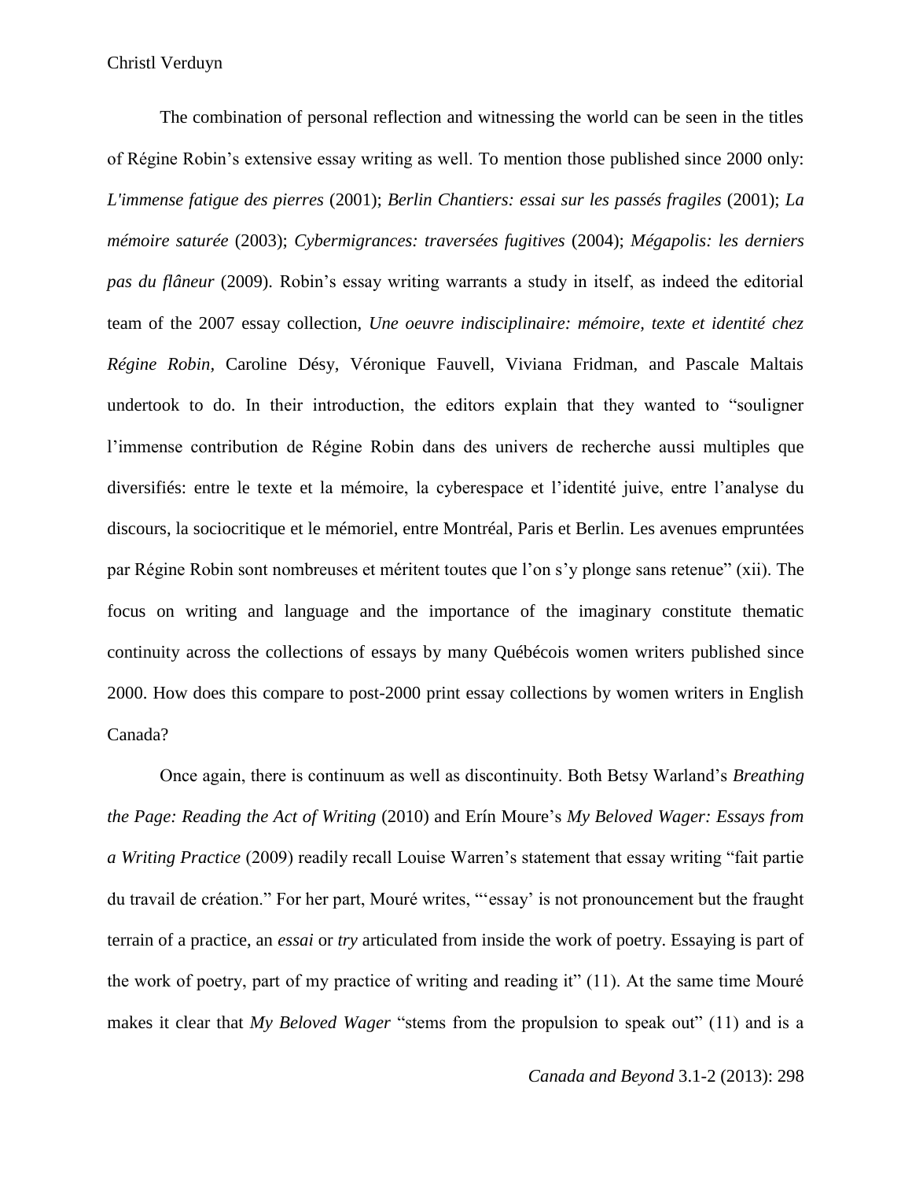The combination of personal reflection and witnessing the world can be seen in the titles of Régine Robin's extensive essay writing as well. To mention those published since 2000 only: *L'immense fatigue des pierres* (2001); *Berlin Chantiers: essai sur les passés fragiles* (2001); *La mémoire saturée* (2003); *Cybermigrances: traversées fugitives* (2004); *Mégapolis: les derniers pas du flâneur* (2009). Robin's essay writing warrants a study in itself, as indeed the editorial team of the 2007 essay collection, *Une oeuvre indisciplinaire: mémoire, texte et identité chez Régine Robin*, Caroline Désy, Véronique Fauvell, Viviana Fridman, and Pascale Maltais undertook to do. In their introduction, the editors explain that they wanted to "souligner l'immense contribution de Régine Robin dans des univers de recherche aussi multiples que diversifiés: entre le texte et la mémoire, la cyberespace et l'identité juive, entre l'analyse du discours, la sociocritique et le mémoriel, entre Montréal, Paris et Berlin. Les avenues empruntées par Régine Robin sont nombreuses et méritent toutes que l'on s'y plonge sans retenue" (xii). The focus on writing and language and the importance of the imaginary constitute thematic continuity across the collections of essays by many Québécois women writers published since 2000. How does this compare to post-2000 print essay collections by women writers in English Canada?

Once again, there is continuum as well as discontinuity. Both Betsy Warland's *Breathing the Page: Reading the Act of Writing* (2010) and Erín Moure's *My Beloved Wager: Essays from a Writing Practice* (2009) readily recall Louise Warren's statement that essay writing "fait partie du travail de création." For her part, Mouré writes, "'essay' is not pronouncement but the fraught terrain of a practice, an *essai* or *try* articulated from inside the work of poetry. Essaying is part of the work of poetry, part of my practice of writing and reading it" (11). At the same time Mouré makes it clear that *My Beloved Wager* "stems from the propulsion to speak out" (11) and is a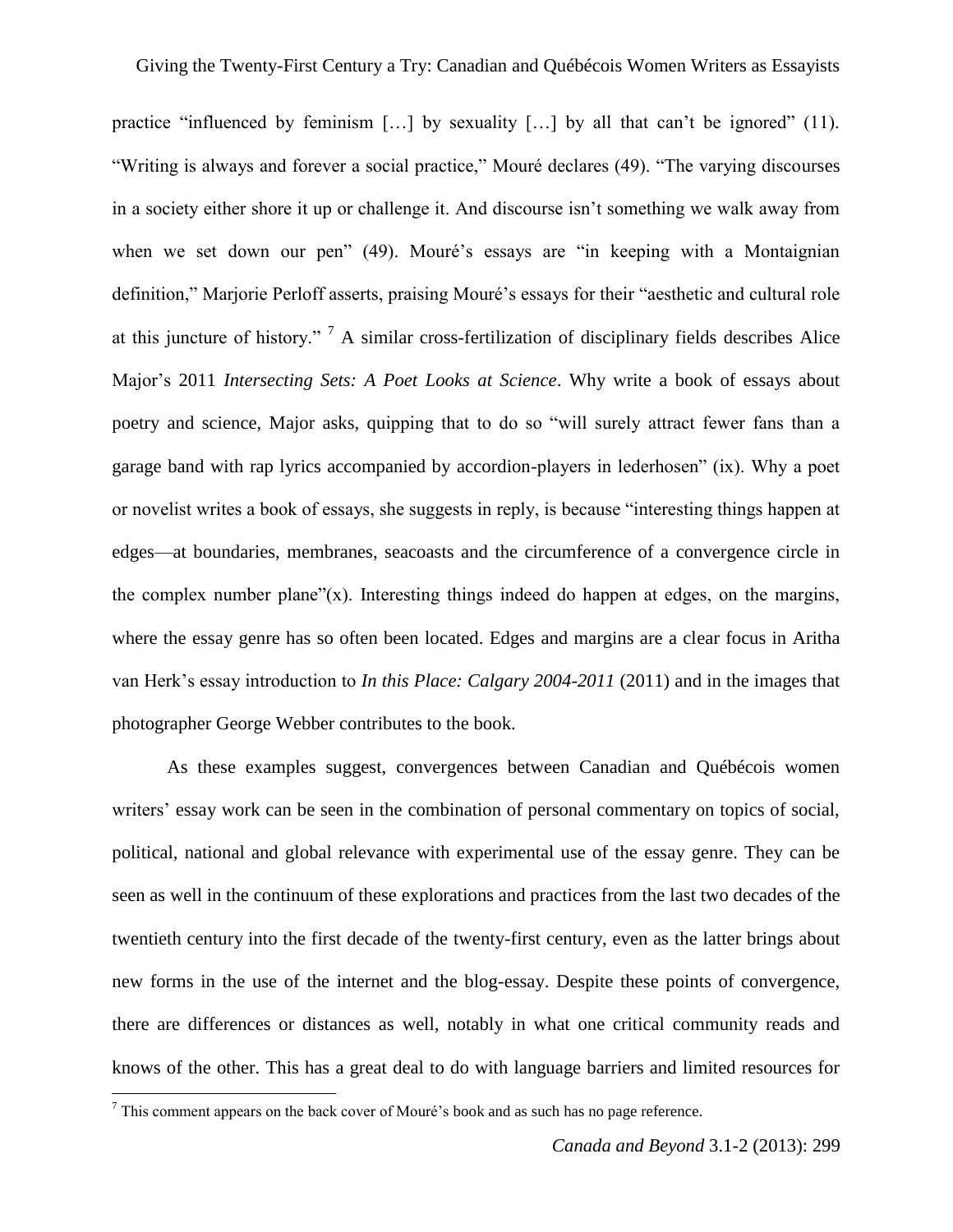practice "influenced by feminism […] by sexuality […] by all that can't be ignored" (11). "Writing is always and forever a social practice," Mouré declares (49). "The varying discourses in a society either shore it up or challenge it. And discourse isn't something we walk away from when we set down our pen" (49). Mouré's essays are "in keeping with a Montaignian definition," Marjorie Perloff asserts, praising Mouré's essays for their "aesthetic and cultural role at this juncture of history." [7] A similar cross-fertilization of disciplinary fields describes Alice Major's 2011 *Intersecting Sets: A Poet Looks at Science*. Why write a book of essays about poetry and science, Major asks, quipping that to do so "will surely attract fewer fans than a garage band with rap lyrics accompanied by accordion-players in lederhosen" (ix). Why a poet or novelist writes a book of essays, she suggests in reply, is because "interesting things happen at edges—at boundaries, membranes, seacoasts and the circumference of a convergence circle in the complex number plane"(x). Interesting things indeed do happen at edges, on the margins, where the essay genre has so often been located. Edges and margins are a clear focus in Aritha van Herk's essay introduction to *In this Place: Calgary 2004-2011* (2011) and in the images that photographer George Webber contributes to the book.

As these examples suggest, convergences between Canadian and Québécois women writers' essay work can be seen in the combination of personal commentary on topics of social, political, national and global relevance with experimental use of the essay genre. They can be seen as well in the continuum of these explorations and practices from the last two decades of the twentieth century into the first decade of the twenty-first century, even as the latter brings about new forms in the use of the internet and the blog-essay. Despite these points of convergence, there are differences or distances as well, notably in what one critical community reads and knows of the other. This has a great deal to do with language barriers and limited resources for

[7] This comment appears on the back cover of Mouré's book and as such has no page reference.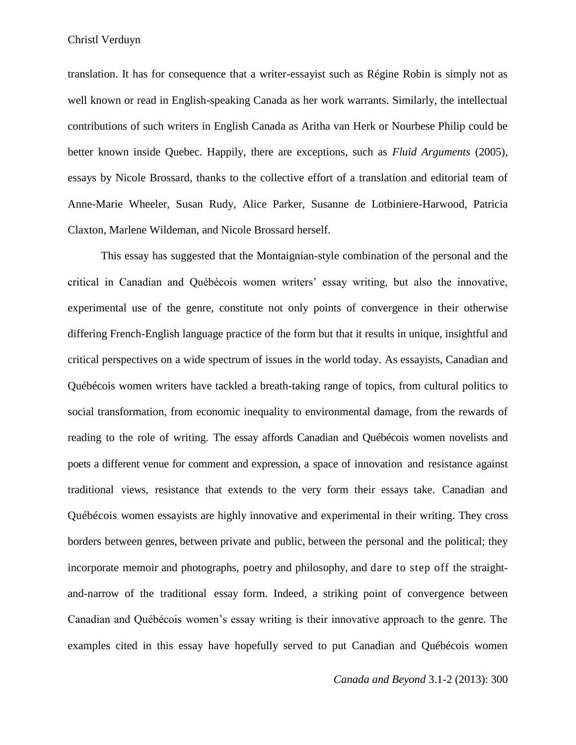translation. It has for consequence that a writer-essayist such as Régine Robin is simply not as well known or read in English-speaking Canada as her work warrants. Similarly, the intellectual contributions of such writers in English Canada as Aritha van Herk or Nourbese Philip could be better known inside Quebec. Happily, there are exceptions, such as *Fluid Arguments* (2005), essays by Nicole Brossard, thanks to the collective effort of a translation and editorial team of Anne-Marie Wheeler, Susan Rudy, Alice Parker, Susanne de Lotbiniere-Harwood, Patricia Claxton, Marlene Wildeman, and Nicole Brossard herself.

This essay has suggested that the Montaignian-style combination of the personal and the critical in Canadian and Québécois women writers' essay writing, but also the innovative, experimental use of the genre, constitute not only points of convergence in their otherwise differing French-English language practice of the form but that it results in unique, insightful and critical perspectives on a wide spectrum of issues in the world today. As essayists, Canadian and Québécois women writers have tackled a breath-taking range of topics, from cultural politics to social transformation, from economic inequality to environmental damage, from the rewards of reading to the role of writing. The essay affords Canadian and Québécois women novelists and poets a different venue for comment and expression, a space of innovation and resistance against traditional views, resistance that extends to the very form their essays take. Canadian and Québécois women essayists are highly innovative and experimental in their writing. They cross borders between genres, between private and public, between the personal and the political; they incorporate memoir and photographs, poetry and philosophy, and dare to step off the straight-and-narrow of the traditional essay form. Indeed, a striking point of convergence between Canadian and Québécois women's essay writing is their innovative approach to the genre. The examples cited in this essay have hopefully served to put Canadian and Québécois women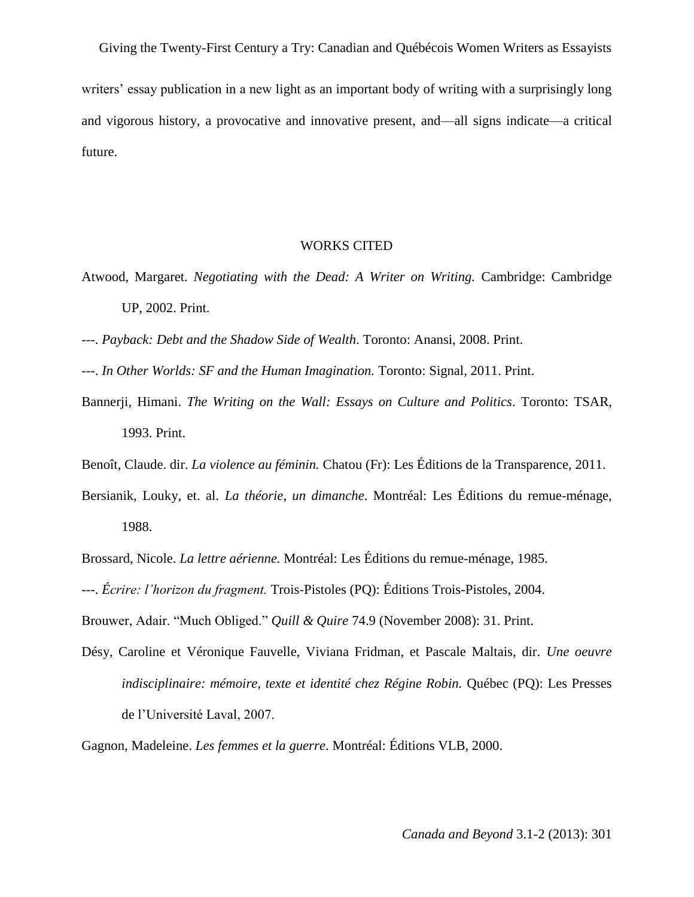writers' essay publication in a new light as an important body of writing with a surprisingly long and vigorous history, a provocative and innovative present, and—all signs indicate—a critical future.

## WORKS CITED

Atwood, Margaret. *Negotiating with the Dead: A Writer on Writing.* Cambridge: Cambridge UP, 2002. Print.

---. *Payback: Debt and the Shadow Side of Wealth*. Toronto: Anansi, 2008. Print.

---. *In Other Worlds: SF and the Human Imagination.* Toronto: Signal, 2011. Print.

Bannerji, Himani. *The Writing on the Wall: Essays on Culture and Politics*. Toronto: TSAR, 1993. Print.

Benoît, Claude. dir. *La violence au féminin.* Chatou (Fr): Les Éditions de la Transparence, 2011.

Bersianik, Louky, et. al. *La théorie, un dimanche*. Montréal: Les Éditions du remue-ménage, 1988.

Brossard, Nicole. *La lettre aérienne.* Montréal: Les Éditions du remue-ménage, 1985.

---. *Écrire: l'horizon du fragment.* Trois-Pistoles (PQ): Éditions Trois-Pistoles, 2004.

Brouwer, Adair. "Much Obliged." *Quill & Quire* 74.9 (November 2008): 31. Print.

Désy, Caroline et Véronique Fauvelle, Viviana Fridman, et Pascale Maltais, dir. *Une oeuvre indisciplinaire: mémoire, texte et identité chez Régine Robin.* Québec (PQ): Les Presses de l'Université Laval, 2007.

Gagnon, Madeleine. *Les femmes et la guerre*. Montréal: Éditions VLB, 2000.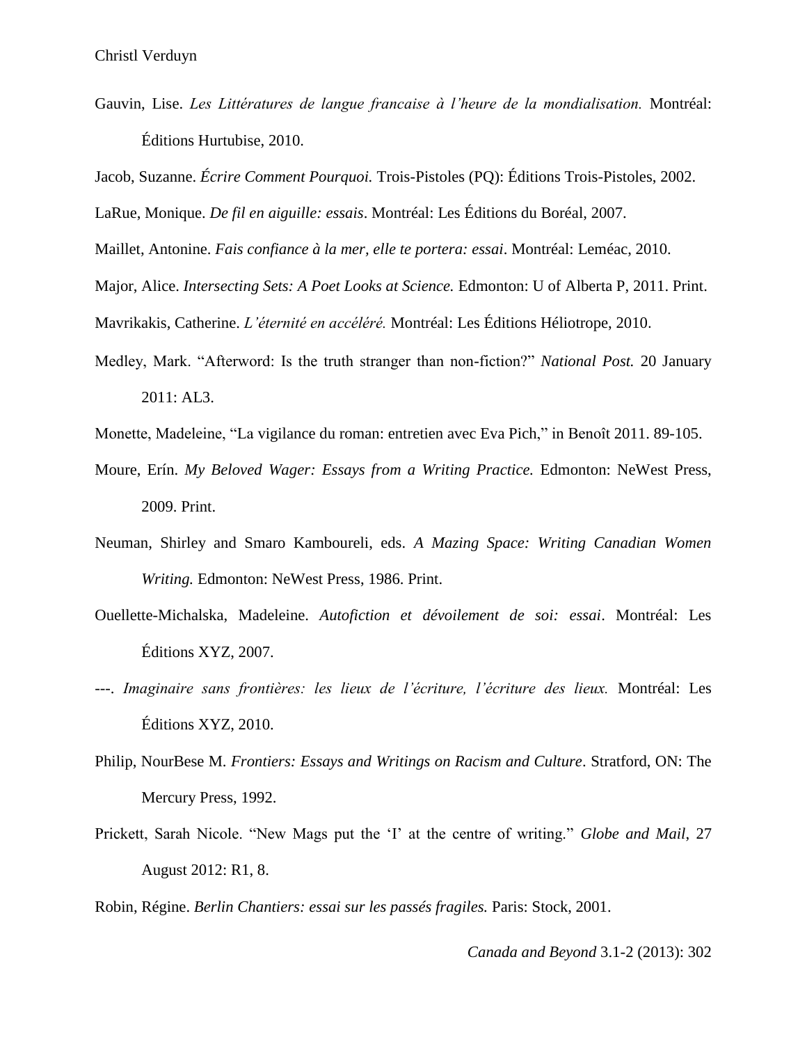Gauvin, Lise. *Les Littératures de langue francaise à l'heure de la mondialisation.* Montréal: Éditions Hurtubise, 2010.

Jacob, Suzanne. *Écrire Comment Pourquoi.* Trois-Pistoles (PQ): Éditions Trois-Pistoles, 2002.

LaRue, Monique. *De fil en aiguille: essais*. Montréal: Les Éditions du Boréal, 2007.

Maillet, Antonine. *Fais confiance à la mer, elle te portera: essai*. Montréal: Leméac, 2010.

Major, Alice. *Intersecting Sets: A Poet Looks at Science.* Edmonton: U of Alberta P, 2011. Print.

Mavrikakis, Catherine. *L'éternité en accéléré.* Montréal: Les Éditions Héliotrope, 2010.

Medley, Mark. "Afterword: Is the truth stranger than non-fiction?" *National Post.* 20 January 2011: AL3.

Monette, Madeleine, "La vigilance du roman: entretien avec Eva Pich," in Benoît 2011. 89-105.

Moure, Erín. *My Beloved Wager: Essays from a Writing Practice.* Edmonton: NeWest Press, 2009. Print.

Neuman, Shirley and Smaro Kamboureli, eds. *A Mazing Space: Writing Canadian Women Writing.* Edmonton: NeWest Press, 1986. Print.

Ouellette-Michalska, Madeleine. *Autofiction et dévoilement de soi: essai*. Montréal: Les Éditions XYZ, 2007.

---. *Imaginaire sans frontières: les lieux de l'écriture, l'écriture des lieux.* Montréal: Les Éditions XYZ, 2010.

Philip, NourBese M. *Frontiers: Essays and Writings on Racism and Culture*. Stratford, ON: The Mercury Press, 1992.

Prickett, Sarah Nicole. "New Mags put the 'I' at the centre of writing." *Globe and Mail*, 27 August 2012: R1, 8.

Robin, Régine. *Berlin Chantiers: essai sur les passés fragiles.* Paris: Stock, 2001.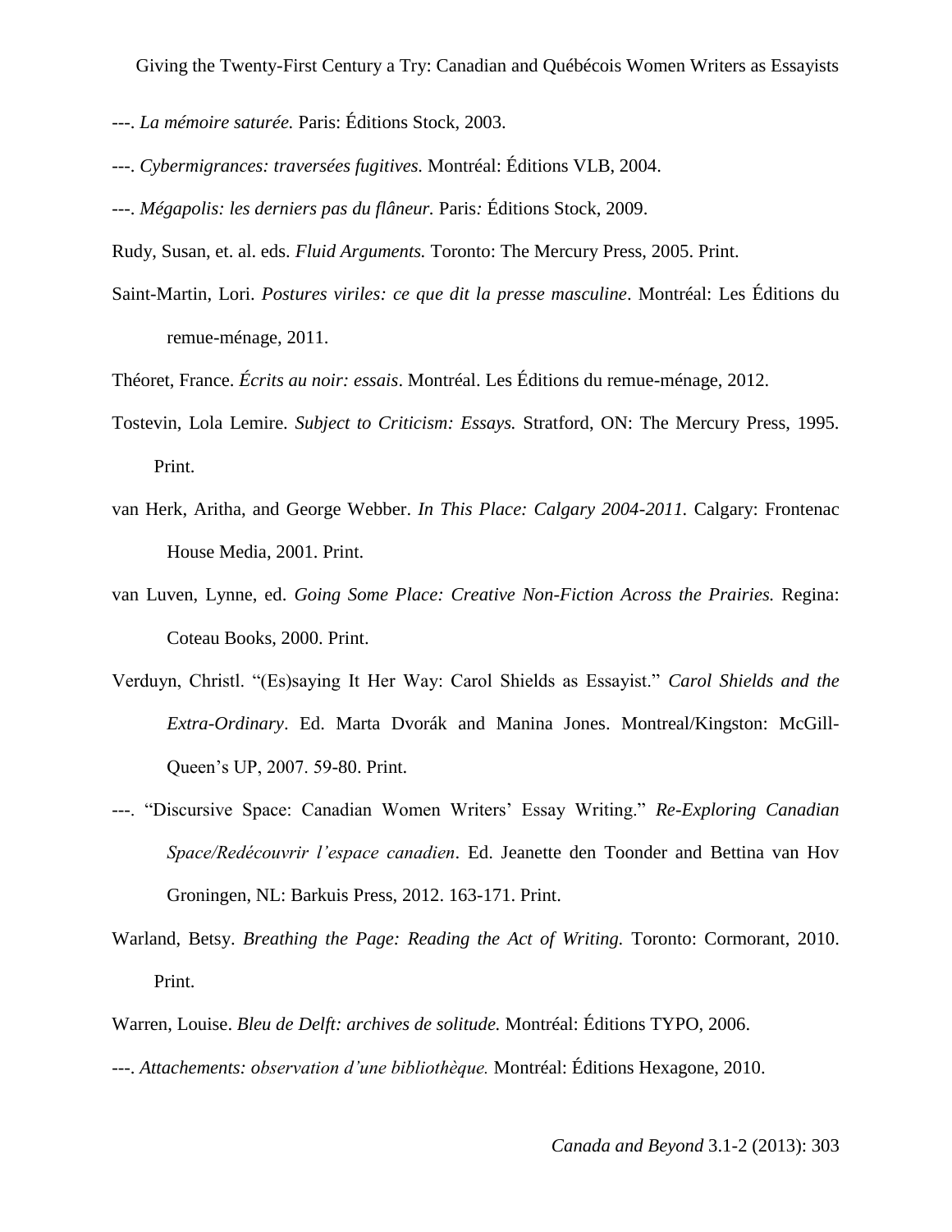---. *La mémoire saturée.* Paris: Éditions Stock, 2003.

---. *Cybermigrances: traversées fugitives.* Montréal: Éditions VLB, 2004.

---. *Mégapolis: les derniers pas du flâneur.* Paris: Éditions Stock, 2009.

Rudy, Susan, et. al. eds. *Fluid Arguments.* Toronto: The Mercury Press, 2005. Print.

Saint-Martin, Lori. *Postures viriles: ce que dit la presse masculine*. Montréal: Les Éditions du remue-ménage, 2011.

Théoret, France. *Écrits au noir: essais*. Montréal. Les Éditions du remue-ménage, 2012.

Tostevin, Lola Lemire. *Subject to Criticism: Essays.* Stratford, ON: The Mercury Press, 1995. Print.

van Herk, Aritha, and George Webber. *In This Place: Calgary 2004-2011.* Calgary: Frontenac House Media, 2001. Print.

van Luven, Lynne, ed. *Going Some Place: Creative Non-Fiction Across the Prairies.* Regina: Coteau Books, 2000. Print.

Verduyn, Christl. "(Es)saying It Her Way: Carol Shields as Essayist." *Carol Shields and the Extra-Ordinary*. Ed. Marta Dvorák and Manina Jones. Montreal/Kingston: McGill-Queen's UP, 2007. 59-80. Print.

---. "Discursive Space: Canadian Women Writers' Essay Writing." *Re-Exploring Canadian Space/Redécouvrir l'espace canadien*. Ed. Jeanette den Toonder and Bettina van Hov Groningen, NL: Barkuis Press, 2012. 163-171. Print.

Warland, Betsy. *Breathing the Page: Reading the Act of Writing.* Toronto: Cormorant, 2010. Print.

Warren, Louise. *Bleu de Delft: archives de solitude.* Montréal: Éditions TYPO, 2006.

---. *Attachements: observation d'une bibliothèque.* Montréal: Éditions Hexagone, 2010.